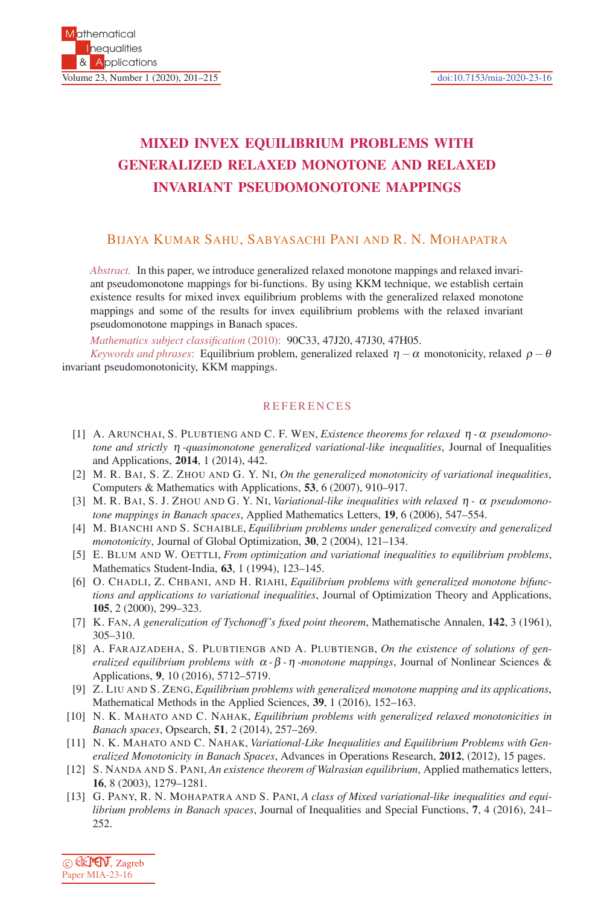# MIXED INVEX EQUILIBRIUM PROBLEMS WITH GENERALIZED RELAXED MONOTONE AND RELAXED INVARIANT PSEUDOMONOTONE MAPPINGS

BIJAYA KUMAR SAHU, SABYASACHI PANI AND R. N. MOHAPATRA

*Abstract.* In this paper, we introduce generalized relaxed monotone mappings and relaxed invariant pseudomonotone mappings for bi-functions. By using KKM technique, we establish certain existence results for mixed invex equilibrium problems with the generalized relaxed monotone mappings and some of the results for invex equilibrium problems with the relaxed invariant pseudomonotone mappings in Banach spaces.

*Mathematics subject classification* (2010): 90C33, 47J20, 47J30, 47H05.

*Keywords and phrases*: Equilibrium problem, generalized relaxed $\eta-\alpha$ monotonicity, relaxed $\rho-\theta$ invariant pseudomonotonicity, KKM mappings.

## REFERENCES

[1] A. ARUNCHAI, S. PLUBTIENG AND C. F. WEN, *Existence theorems for relaxed $\eta$-$\alpha$ pseudomonotone and strictly $\eta$-quasimonotone generalized variational-like inequalities*, Journal of Inequalities and Applications, **2014**, 1 (2014), 442.

[2] M. R. BAI, S. Z. ZHOU AND G. Y. NI, *On the generalized monotonicity of variational inequalities*, Computers & Mathematics with Applications, **53**, 6 (2007), 910–917.

[3] M. R. BAI, S. J. ZHOU AND G. Y. NI, *Variational-like inequalities with relaxed $\eta$- $\alpha$ pseudomonotone mappings in Banach spaces*, Applied Mathematics Letters, **19**, 6 (2006), 547–554.

[4] M. BIANCHI AND S. SCHAIBLE, *Equilibrium problems under generalized convexity and generalized monotonicity*, Journal of Global Optimization, **30**, 2 (2004), 121–134.

[5] E. BLUM AND W. OETTLI, *From optimization and variational inequalities to equilibrium problems*, Mathematics Student-India, **63**, 1 (1994), 123–145.

[6] O. CHADLI, Z. CHBANI, AND H. RIAHI, *Equilibrium problems with generalized monotone bifunctions and applications to variational inequalities*, Journal of Optimization Theory and Applications, **105**, 2 (2000), 299–323.

[7] K. FAN, *A generalization of Tychonoff's fixed point theorem*, Mathematische Annalen, **142**, 3 (1961), 305–310.

[8] A. FARAJZADEHA, S. PLUBTIENGB AND A. PLUBTIENGB, *On the existence of solutions of generalized equilibrium problems with $\alpha$-$\beta$-$\eta$-monotone mappings*, Journal of Nonlinear Sciences & Applications, **9**, 10 (2016), 5712–5719.

[9] Z. LIU AND S. ZENG, *Equilibrium problems with generalized monotone mapping and its applications*, Mathematical Methods in the Applied Sciences, **39**, 1 (2016), 152–163.

[10] N. K. MAHATO AND C. NAHAK, *Equilibrium problems with generalized relaxed monotonicities in Banach spaces*, Opsearch, **51**, 2 (2014), 257–269.

[11] N. K. MAHATO AND C. NAHAK, *Variational-Like Inequalities and Equilibrium Problems with Generalized Monotonicity in Banach Spaces*, Advances in Operations Research, **2012**, (2012), 15 pages.

[12] S. NANDA AND S. PANI, *An existence theorem of Walrasian equilibrium*, Applied mathematics letters, **16**, 8 (2003), 1279–1281.

[13] G. PANY, R. N. MOHAPATRA AND S. PANI, *A class of Mixed variational-like inequalities and equilibrium problems in Banach spaces*, Journal of Inequalities and Special Functions, **7**, 4 (2016), 241–252.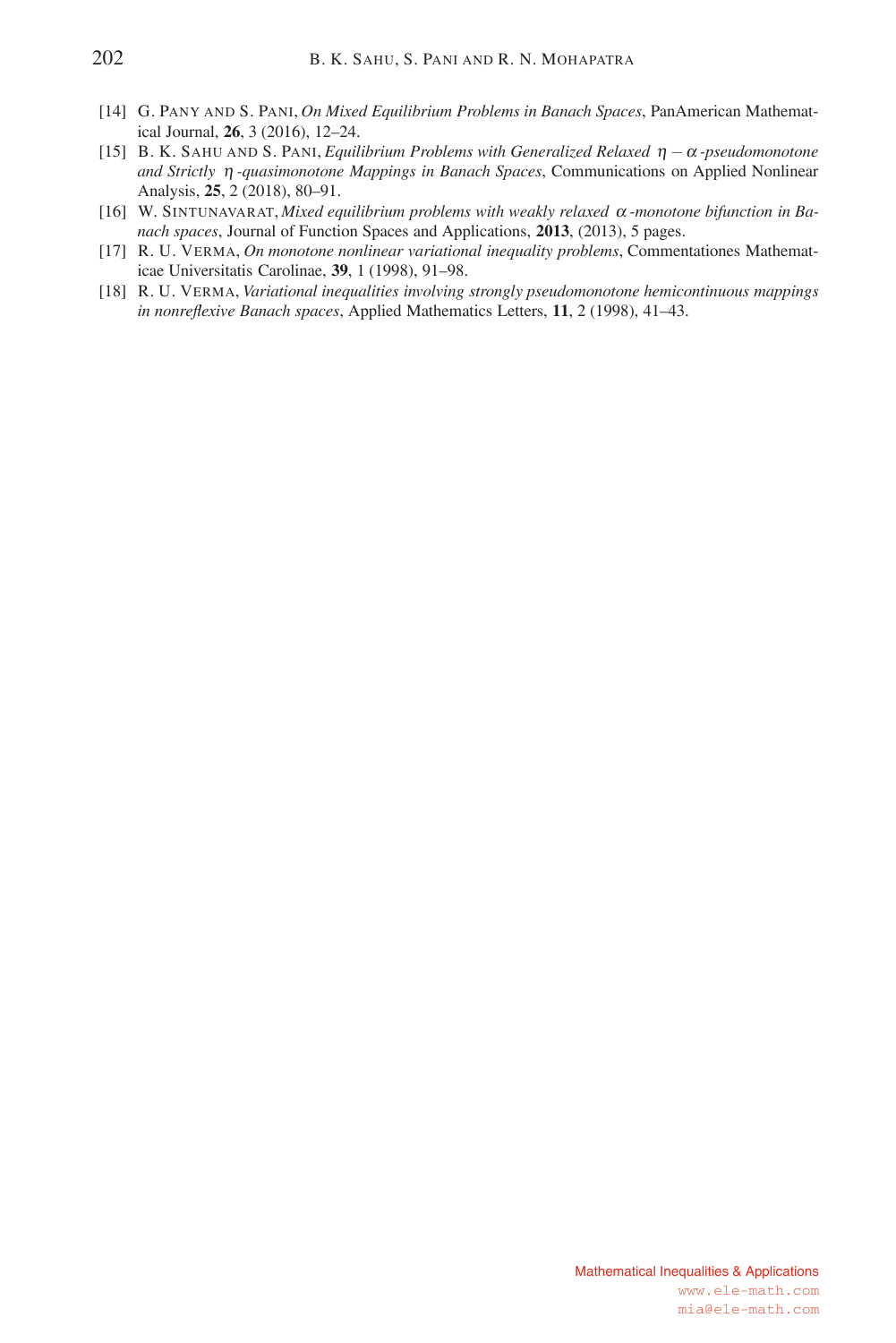[14] G. Pany and S. Pani, *On Mixed Equilibrium Problems in Banach Spaces*, PanAmerican Mathematical Journal, **26**, 3 (2016), 12–24.

[15] B. K. Sahu and S. Pani, *Equilibrium Problems with Generalized Relaxed $\eta-\alpha$-pseudomonotone and Strictly $\eta$-quasimonotone Mappings in Banach Spaces*, Communications on Applied Nonlinear Analysis, **25**, 2 (2018), 80–91.

[16] W. Sintunavarat, *Mixed equilibrium problems with weakly relaxed $\alpha$-monotone bifunction in Banach spaces*, Journal of Function Spaces and Applications, **2013**, (2013), 5 pages.

[17] R. U. Verma, *On monotone nonlinear variational inequality problems*, Commentationes Mathematicae Universitatis Carolinae, **39**, 1 (1998), 91–98.

[18] R. U. Verma, *Variational inequalities involving strongly pseudomonotone hemicontinuous mappings in nonreflexive Banach spaces*, Applied Mathematics Letters, **11**, 2 (1998), 41–43.

Mathematical Inequalities & Applications
www.ele-math.com
mia@ele-math.com